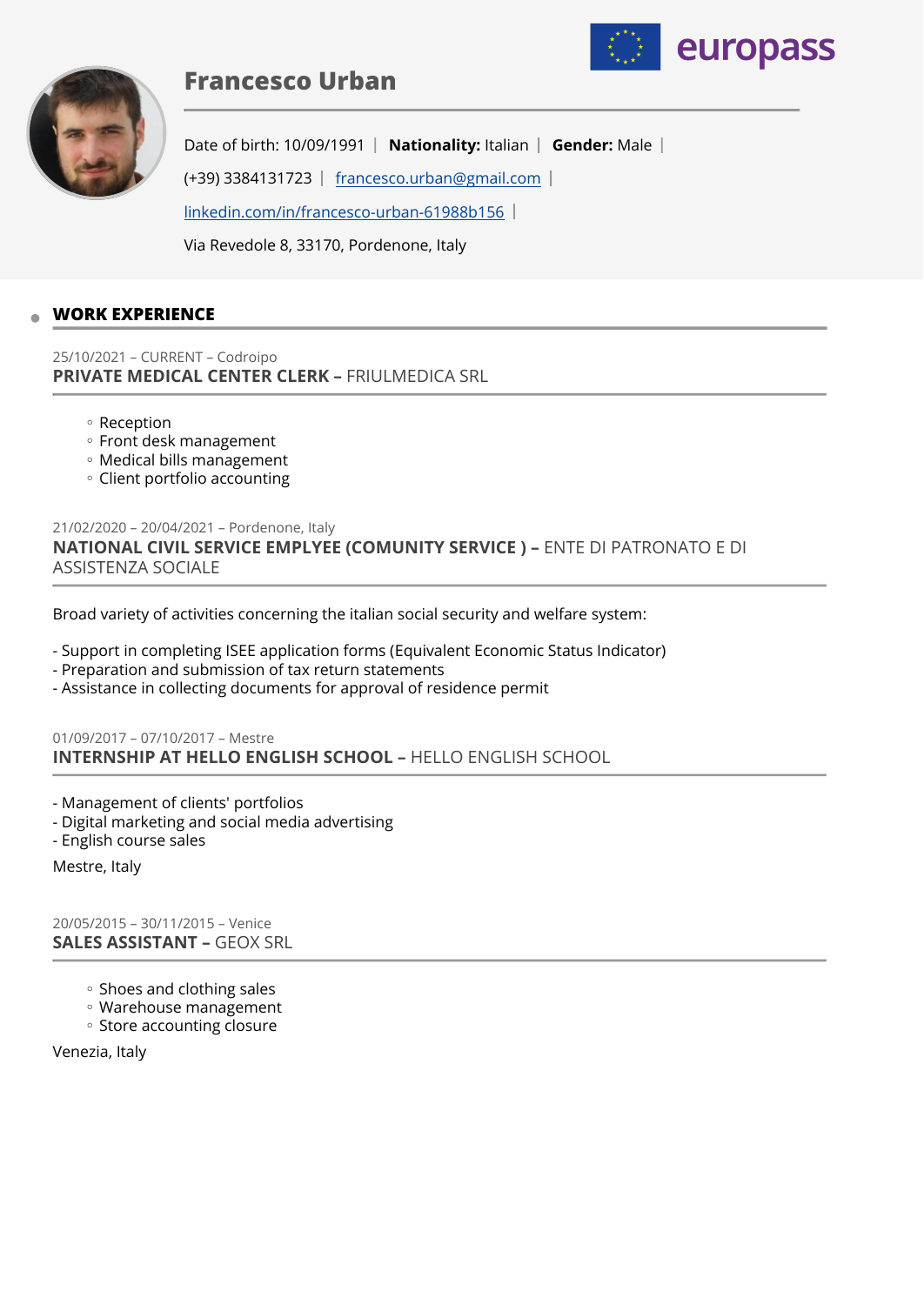europass

# Francesco Urban

Date of birth: 10/09/1991 | **Nationality:** Italian | **Gender:** Male |

(+39) 3384131723 | francesco.urban@gmail.com |

linkedin.com/in/francesco-urban-61988b156 |

Via Revedole 8, 33170, Pordenone, Italy

## WORK EXPERIENCE

25/10/2021 – CURRENT – Codroipo

### PRIVATE MEDICAL CENTER CLERK – FRIULMEDICA SRL

- Reception
- Front desk management
- Medical bills management
- Client portfolio accounting

21/02/2020 – 20/04/2021 – Pordenone, Italy

### NATIONAL CIVIL SERVICE EMPLYEE (COMUNITY SERVICE ) – ENTE DI PATRONATO E DI ASSISTENZA SOCIALE

Broad variety of activities concerning the italian social security and welfare system:

- Support in completing ISEE application forms (Equivalent Economic Status Indicator)
- Preparation and submission of tax return statements
- Assistance in collecting documents for approval of residence permit

01/09/2017 – 07/10/2017 – Mestre

### INTERNSHIP AT HELLO ENGLISH SCHOOL – HELLO ENGLISH SCHOOL

- Management of clients' portfolios
- Digital marketing and social media advertising
- English course sales

Mestre, Italy

20/05/2015 – 30/11/2015 – Venice

### SALES ASSISTANT – GEOX SRL

- Shoes and clothing sales
- Warehouse management
- Store accounting closure

Venezia, Italy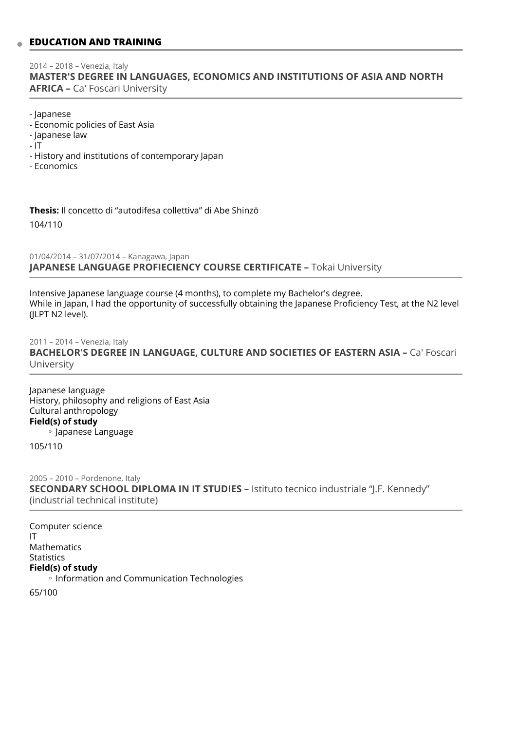## EDUCATION AND TRAINING

2014 – 2018 – Venezia, Italy

**MASTER'S DEGREE IN LANGUAGES, ECONOMICS AND INSTITUTIONS OF ASIA AND NORTH AFRICA –** Ca' Foscari University

- Japanese
- Economic policies of East Asia
- Japanese law
- IT
- History and institutions of contemporary Japan
- Economics

**Thesis:** Il concetto di "autodifesa collettiva" di Abe Shinzō

104/110

01/04/2014 – 31/07/2014 – Kanagawa, Japan

**JAPANESE LANGUAGE PROFIECIENCY COURSE CERTIFICATE –** Tokai University

Intensive Japanese language course (4 months), to complete my Bachelor's degree.
While in Japan, I had the opportunity of successfully obtaining the Japanese Proficiency Test, at the N2 level (JLPT N2 level).

2011 – 2014 – Venezia, Italy

**BACHELOR'S DEGREE IN LANGUAGE, CULTURE AND SOCIETIES OF EASTERN ASIA –** Ca' Foscari University

Japanese language
History, philosophy and religions of East Asia
Cultural anthropology
**Field(s) of study**

- Japanese Language

105/110

2005 – 2010 – Pordenone, Italy

**SECONDARY SCHOOL DIPLOMA IN IT STUDIES –** Istituto tecnico industriale "J.F. Kennedy" (industrial technical institute)

Computer science
IT
Mathematics
Statistics
**Field(s) of study**

- Information and Communication Technologies

65/100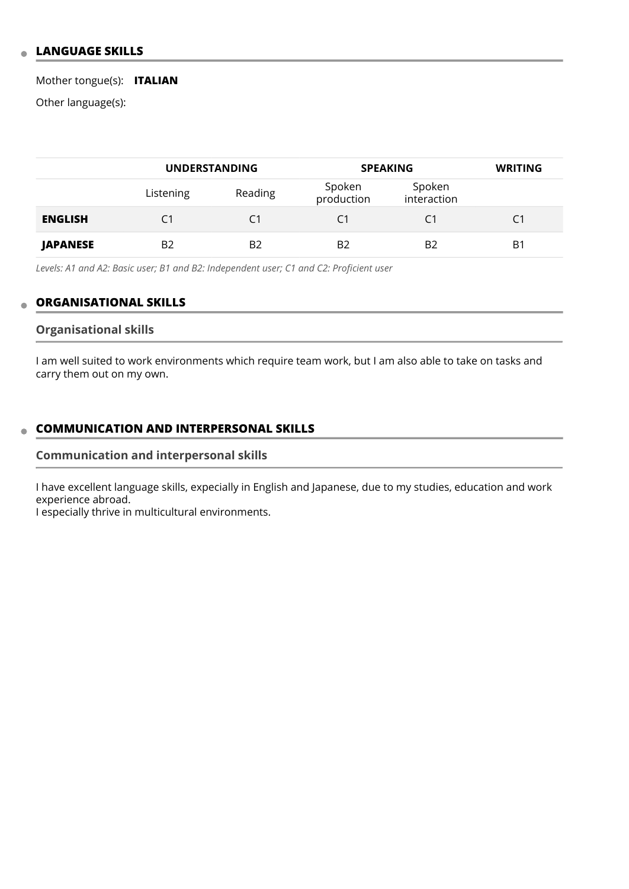## LANGUAGE SKILLS

Mother tongue(s): **ITALIAN**

Other language(s):

| | UNDERSTANDING | | SPEAKING | | WRITING |
|---|---|---|---|---|---|
| | Listening | Reading | Spoken production | Spoken interaction | |
| **ENGLISH** | C1 | C1 | C1 | C1 | C1 |
| **JAPANESE** | B2 | B2 | B2 | B2 | B1 |

*Levels: A1 and A2: Basic user; B1 and B2: Independent user; C1 and C2: Proficient user*

## ORGANISATIONAL SKILLS

### Organisational skills

I am well suited to work environments which require team work, but I am also able to take on tasks and carry them out on my own.

## COMMUNICATION AND INTERPERSONAL SKILLS

### Communication and interpersonal skills

I have excellent language skills, expecially in English and Japanese, due to my studies, education and work experience abroad.
I especially thrive in multicultural environments.